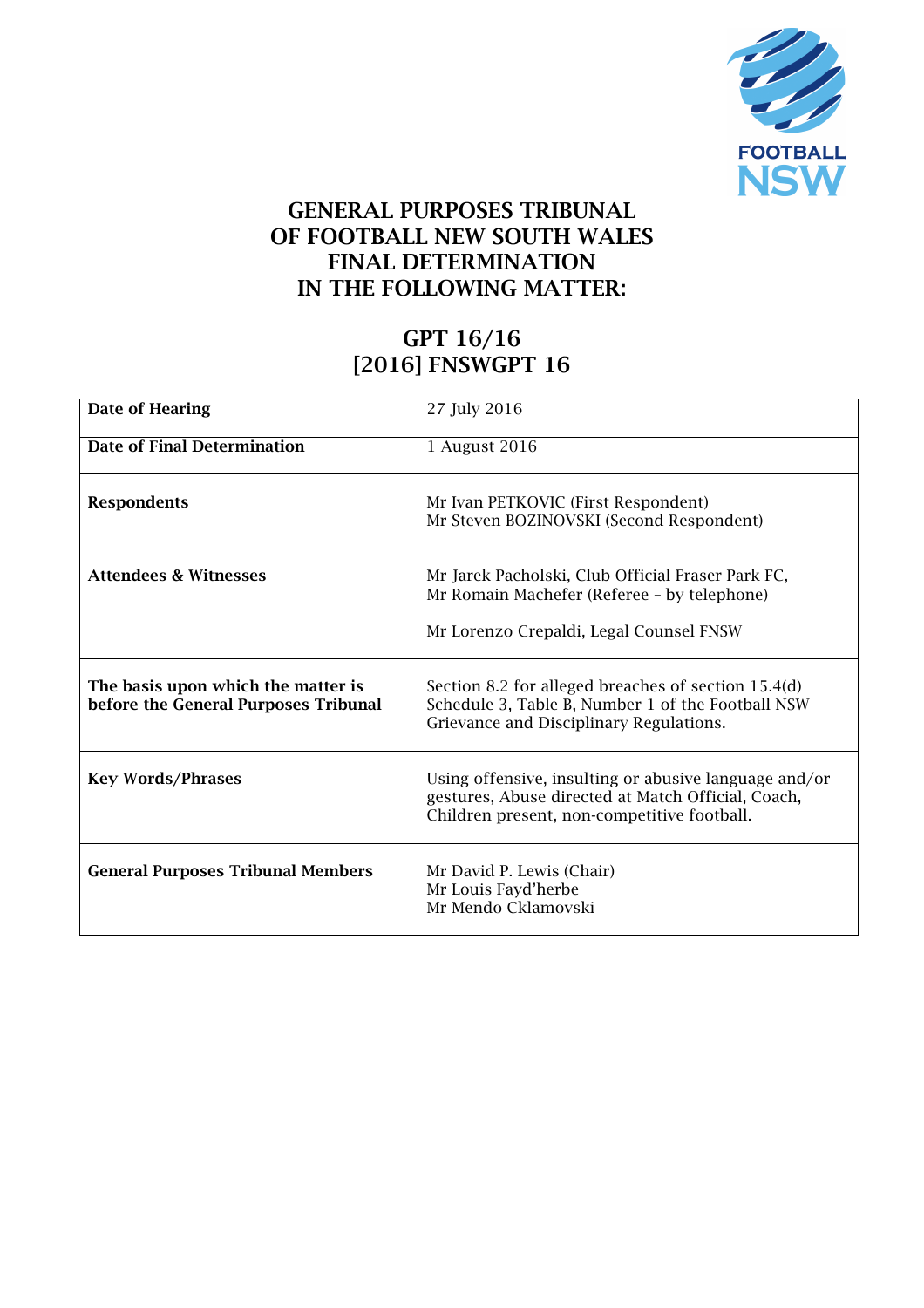# GENERAL PURPOSES TRIBUNAL OF FOOTBALL NEW SOUTH WALES FINAL DETERMINATION IN THE FOLLOWING MATTER:

## GPT 16/16
## [2016] FNSWGPT 16

| | |
|---|---|
| **Date of Hearing** | 27 July 2016 |
| **Date of Final Determination** | 1 August 2016 |
| **Respondents** | Mr Ivan PETKOVIC (First Respondent)<br>Mr Steven BOZINOVSKI (Second Respondent) |
| **Attendees & Witnesses** | Mr Jarek Pacholski, Club Official Fraser Park FC,<br>Mr Romain Machefer (Referee – by telephone)<br><br>Mr Lorenzo Crepaldi, Legal Counsel FNSW |
| **The basis upon which the matter is before the General Purposes Tribunal** | Section 8.2 for alleged breaches of section 15.4(d) Schedule 3, Table B, Number 1 of the Football NSW Grievance and Disciplinary Regulations. |
| **Key Words/Phrases** | Using offensive, insulting or abusive language and/or gestures, Abuse directed at Match Official, Coach, Children present, non-competitive football. |
| **General Purposes Tribunal Members** | Mr David P. Lewis (Chair)<br>Mr Louis Fayd'herbe<br>Mr Mendo Cklamovski |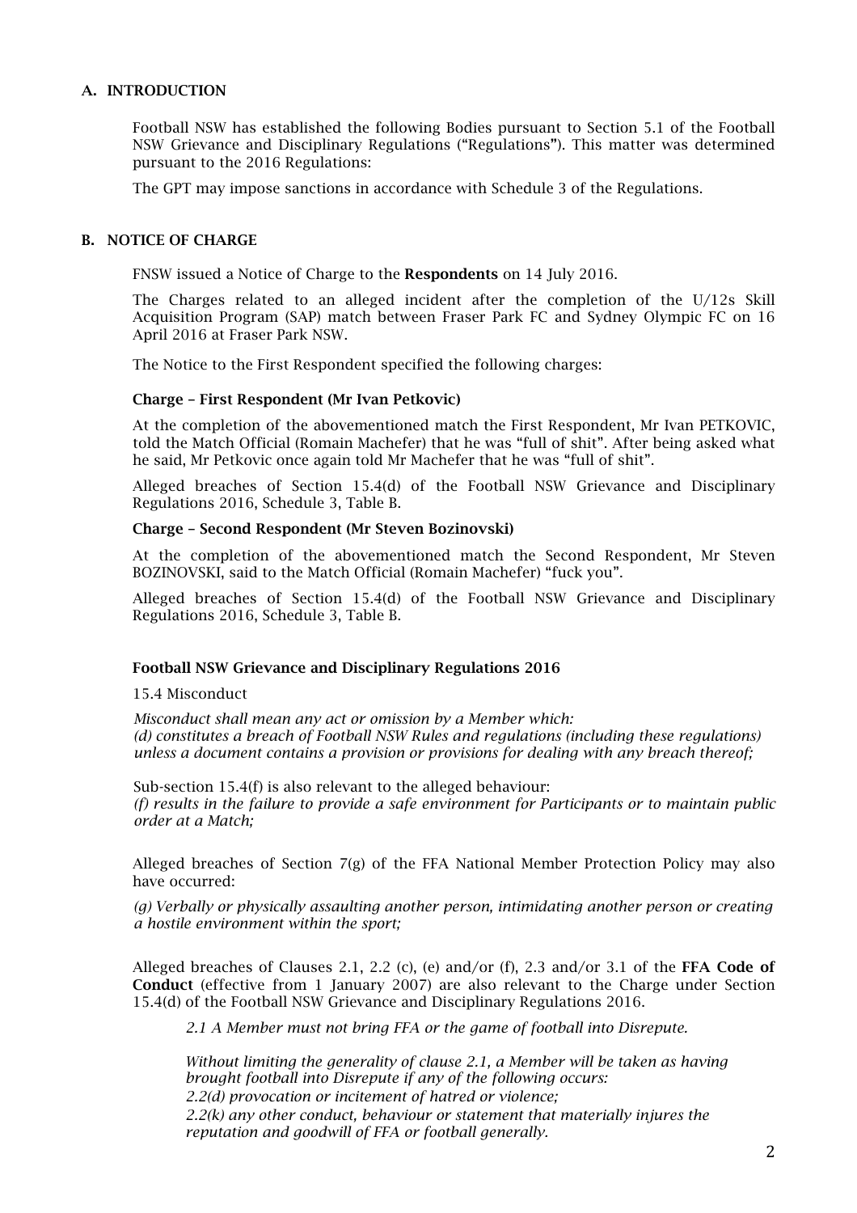## A. INTRODUCTION

Football NSW has established the following Bodies pursuant to Section 5.1 of the Football NSW Grievance and Disciplinary Regulations ("Regulations"). This matter was determined pursuant to the 2016 Regulations:

The GPT may impose sanctions in accordance with Schedule 3 of the Regulations.

## B. NOTICE OF CHARGE

FNSW issued a Notice of Charge to the **Respondents** on 14 July 2016.

The Charges related to an alleged incident after the completion of the U/12s Skill Acquisition Program (SAP) match between Fraser Park FC and Sydney Olympic FC on 16 April 2016 at Fraser Park NSW.

The Notice to the First Respondent specified the following charges:

### Charge – First Respondent (Mr Ivan Petkovic)

At the completion of the abovementioned match the First Respondent, Mr Ivan PETKOVIC, told the Match Official (Romain Machefer) that he was "full of shit". After being asked what he said, Mr Petkovic once again told Mr Machefer that he was "full of shit".

Alleged breaches of Section 15.4(d) of the Football NSW Grievance and Disciplinary Regulations 2016, Schedule 3, Table B.

### Charge – Second Respondent (Mr Steven Bozinovski)

At the completion of the abovementioned match the Second Respondent, Mr Steven BOZINOVSKI, said to the Match Official (Romain Machefer) "fuck you".

Alleged breaches of Section 15.4(d) of the Football NSW Grievance and Disciplinary Regulations 2016, Schedule 3, Table B.

### Football NSW Grievance and Disciplinary Regulations 2016

15.4 Misconduct

*Misconduct shall mean any act or omission by a Member which:*
*(d) constitutes a breach of Football NSW Rules and regulations (including these regulations) unless a document contains a provision or provisions for dealing with any breach thereof;*

Sub-section 15.4(f) is also relevant to the alleged behaviour:
*(f) results in the failure to provide a safe environment for Participants or to maintain public order at a Match;*

Alleged breaches of Section 7(g) of the FFA National Member Protection Policy may also have occurred:

*(g) Verbally or physically assaulting another person, intimidating another person or creating a hostile environment within the sport;*

Alleged breaches of Clauses 2.1, 2.2 (c), (e) and/or (f), 2.3 and/or 3.1 of the **FFA Code of Conduct** (effective from 1 January 2007) are also relevant to the Charge under Section 15.4(d) of the Football NSW Grievance and Disciplinary Regulations 2016.

> *2.1 A Member must not bring FFA or the game of football into Disrepute.*
>
> *Without limiting the generality of clause 2.1, a Member will be taken as having brought football into Disrepute if any of the following occurs:*
> *2.2(d) provocation or incitement of hatred or violence;*
> *2.2(k) any other conduct, behaviour or statement that materially injures the reputation and goodwill of FFA or football generally.*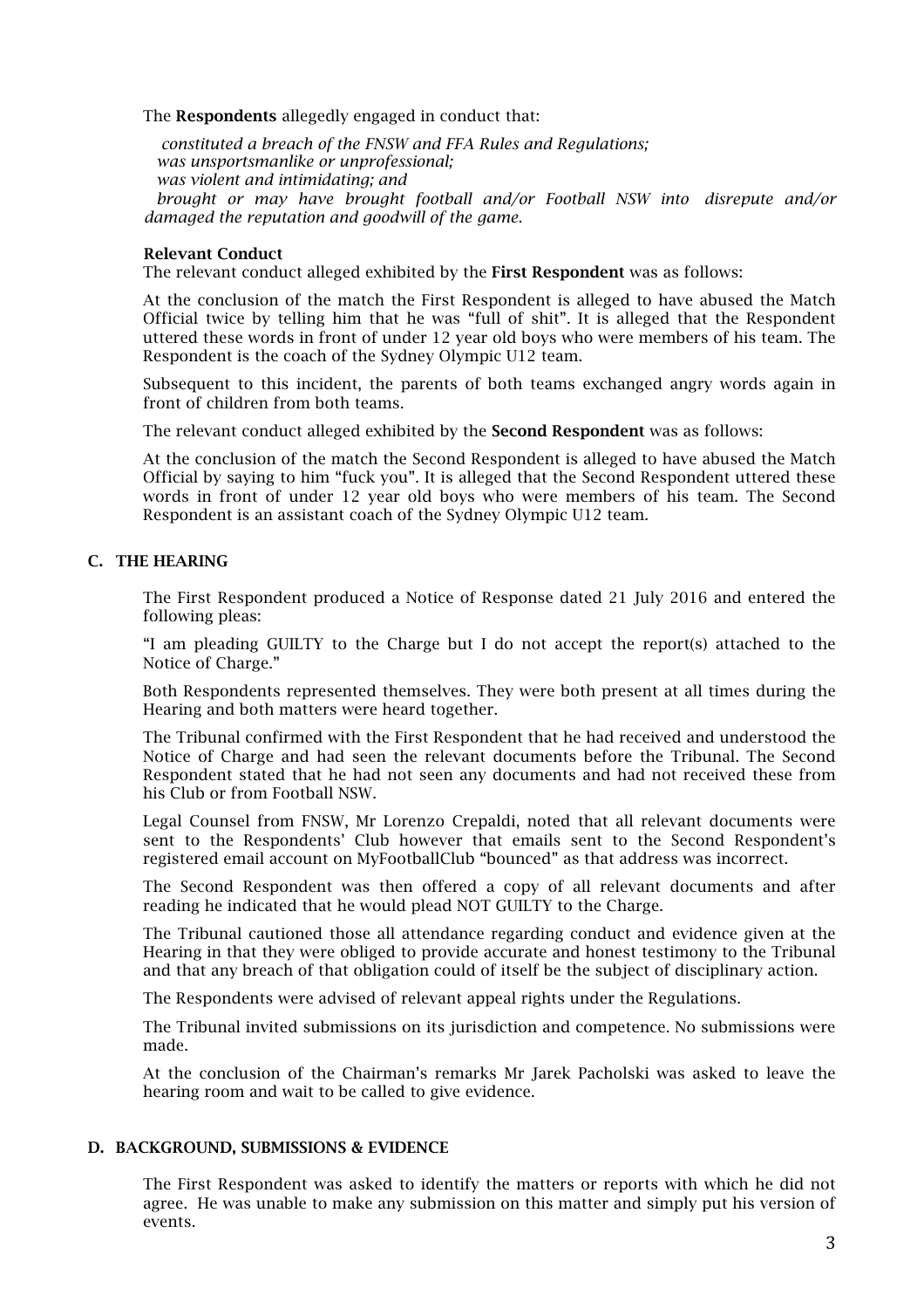The **Respondents** allegedly engaged in conduct that:

*constituted a breach of the FNSW and FFA Rules and Regulations;*
*was unsportsmanlike or unprofessional;*
*was violent and intimidating; and*
*brought or may have brought football and/or Football NSW into disrepute and/or damaged the reputation and goodwill of the game.*

**Relevant Conduct**

The relevant conduct alleged exhibited by the **First Respondent** was as follows:

At the conclusion of the match the First Respondent is alleged to have abused the Match Official twice by telling him that he was "full of shit". It is alleged that the Respondent uttered these words in front of under 12 year old boys who were members of his team. The Respondent is the coach of the Sydney Olympic U12 team.

Subsequent to this incident, the parents of both teams exchanged angry words again in front of children from both teams.

The relevant conduct alleged exhibited by the **Second Respondent** was as follows:

At the conclusion of the match the Second Respondent is alleged to have abused the Match Official by saying to him "fuck you". It is alleged that the Second Respondent uttered these words in front of under 12 year old boys who were members of his team. The Second Respondent is an assistant coach of the Sydney Olympic U12 team.

## C. THE HEARING

The First Respondent produced a Notice of Response dated 21 July 2016 and entered the following pleas:

"I am pleading GUILTY to the Charge but I do not accept the report(s) attached to the Notice of Charge."

Both Respondents represented themselves. They were both present at all times during the Hearing and both matters were heard together.

The Tribunal confirmed with the First Respondent that he had received and understood the Notice of Charge and had seen the relevant documents before the Tribunal. The Second Respondent stated that he had not seen any documents and had not received these from his Club or from Football NSW.

Legal Counsel from FNSW, Mr Lorenzo Crepaldi, noted that all relevant documents were sent to the Respondents' Club however that emails sent to the Second Respondent's registered email account on MyFootballClub "bounced" as that address was incorrect.

The Second Respondent was then offered a copy of all relevant documents and after reading he indicated that he would plead NOT GUILTY to the Charge.

The Tribunal cautioned those all attendance regarding conduct and evidence given at the Hearing in that they were obliged to provide accurate and honest testimony to the Tribunal and that any breach of that obligation could of itself be the subject of disciplinary action.

The Respondents were advised of relevant appeal rights under the Regulations.

The Tribunal invited submissions on its jurisdiction and competence. No submissions were made.

At the conclusion of the Chairman's remarks Mr Jarek Pacholski was asked to leave the hearing room and wait to be called to give evidence.

## D. BACKGROUND, SUBMISSIONS & EVIDENCE

The First Respondent was asked to identify the matters or reports with which he did not agree. He was unable to make any submission on this matter and simply put his version of events.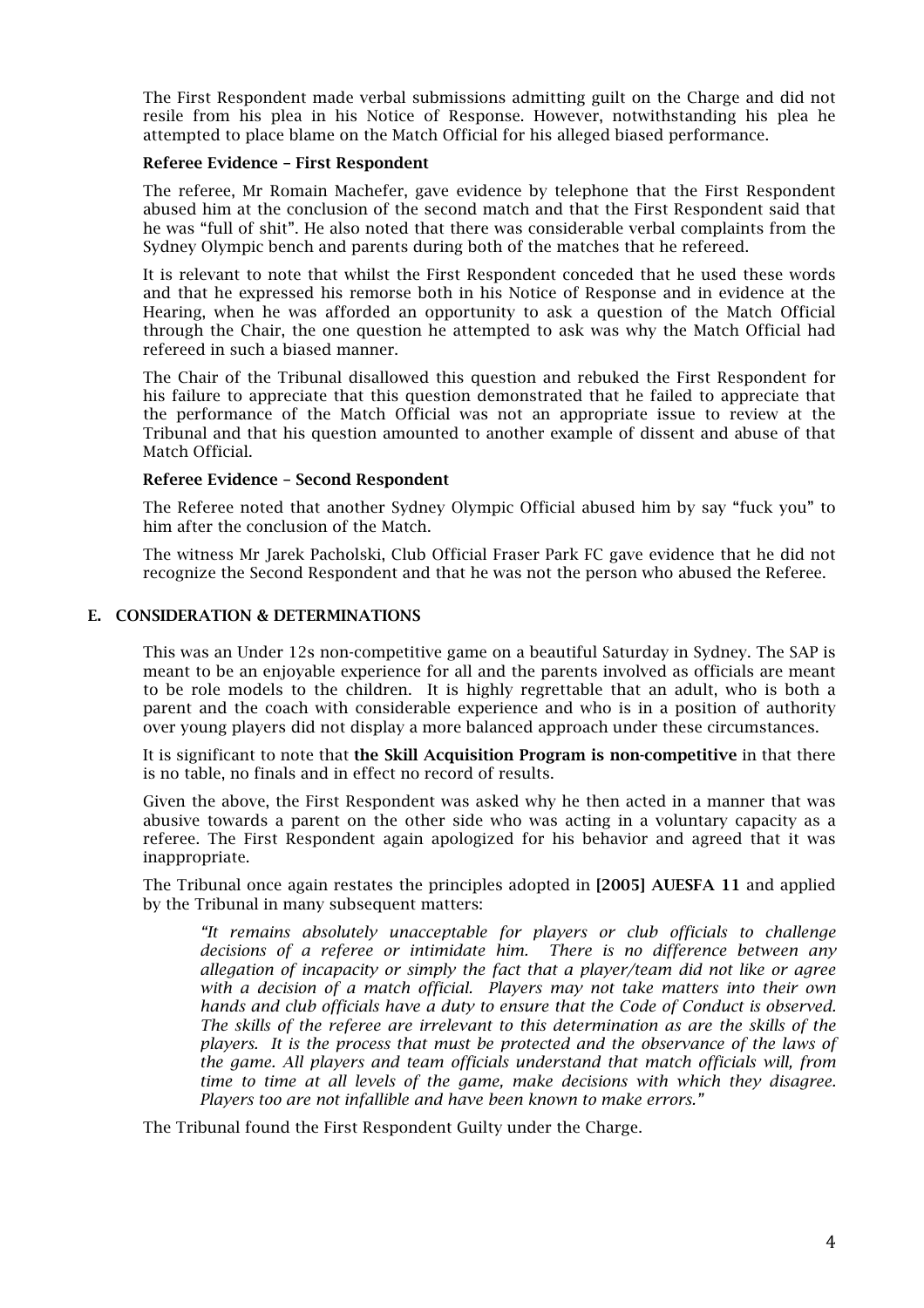The First Respondent made verbal submissions admitting guilt on the Charge and did not resile from his plea in his Notice of Response. However, notwithstanding his plea he attempted to place blame on the Match Official for his alleged biased performance.

**Referee Evidence – First Respondent**

The referee, Mr Romain Machefer, gave evidence by telephone that the First Respondent abused him at the conclusion of the second match and that the First Respondent said that he was "full of shit". He also noted that there was considerable verbal complaints from the Sydney Olympic bench and parents during both of the matches that he refereed.

It is relevant to note that whilst the First Respondent conceded that he used these words and that he expressed his remorse both in his Notice of Response and in evidence at the Hearing, when he was afforded an opportunity to ask a question of the Match Official through the Chair, the one question he attempted to ask was why the Match Official had refereed in such a biased manner.

The Chair of the Tribunal disallowed this question and rebuked the First Respondent for his failure to appreciate that this question demonstrated that he failed to appreciate that the performance of the Match Official was not an appropriate issue to review at the Tribunal and that his question amounted to another example of dissent and abuse of that Match Official.

**Referee Evidence – Second Respondent**

The Referee noted that another Sydney Olympic Official abused him by say "fuck you" to him after the conclusion of the Match.

The witness Mr Jarek Pacholski, Club Official Fraser Park FC gave evidence that he did not recognize the Second Respondent and that he was not the person who abused the Referee.

## E. CONSIDERATION & DETERMINATIONS

This was an Under 12s non-competitive game on a beautiful Saturday in Sydney. The SAP is meant to be an enjoyable experience for all and the parents involved as officials are meant to be role models to the children. It is highly regrettable that an adult, who is both a parent and the coach with considerable experience and who is in a position of authority over young players did not display a more balanced approach under these circumstances.

It is significant to note that **the Skill Acquisition Program is non-competitive** in that there is no table, no finals and in effect no record of results.

Given the above, the First Respondent was asked why he then acted in a manner that was abusive towards a parent on the other side who was acting in a voluntary capacity as a referee. The First Respondent again apologized for his behavior and agreed that it was inappropriate.

The Tribunal once again restates the principles adopted in **[2005] AUESFA 11** and applied by the Tribunal in many subsequent matters:

> *"It remains absolutely unacceptable for players or club officials to challenge decisions of a referee or intimidate him. There is no difference between any allegation of incapacity or simply the fact that a player/team did not like or agree with a decision of a match official. Players may not take matters into their own hands and club officials have a duty to ensure that the Code of Conduct is observed. The skills of the referee are irrelevant to this determination as are the skills of the players. It is the process that must be protected and the observance of the laws of the game. All players and team officials understand that match officials will, from time to time at all levels of the game, make decisions with which they disagree. Players too are not infallible and have been known to make errors."*

The Tribunal found the First Respondent Guilty under the Charge.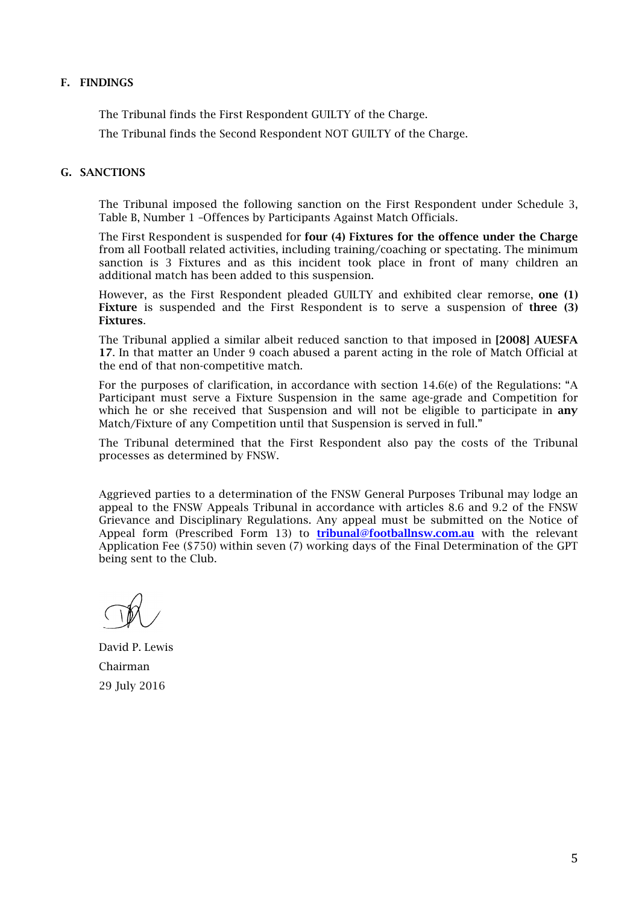## F. FINDINGS

The Tribunal finds the First Respondent GUILTY of the Charge.

The Tribunal finds the Second Respondent NOT GUILTY of the Charge.

## G. SANCTIONS

The Tribunal imposed the following sanction on the First Respondent under Schedule 3, Table B, Number 1 –Offences by Participants Against Match Officials.

The First Respondent is suspended for **four (4) Fixtures for the offence under the Charge** from all Football related activities, including training/coaching or spectating. The minimum sanction is 3 Fixtures and as this incident took place in front of many children an additional match has been added to this suspension.

However, as the First Respondent pleaded GUILTY and exhibited clear remorse, **one (1) Fixture** is suspended and the First Respondent is to serve a suspension of **three (3) Fixtures**.

The Tribunal applied a similar albeit reduced sanction to that imposed in **[2008] AUESFA 17**. In that matter an Under 9 coach abused a parent acting in the role of Match Official at the end of that non-competitive match.

For the purposes of clarification, in accordance with section 14.6(e) of the Regulations: "A Participant must serve a Fixture Suspension in the same age-grade and Competition for which he or she received that Suspension and will not be eligible to participate in **any** Match/Fixture of any Competition until that Suspension is served in full."

The Tribunal determined that the First Respondent also pay the costs of the Tribunal processes as determined by FNSW.

Aggrieved parties to a determination of the FNSW General Purposes Tribunal may lodge an appeal to the FNSW Appeals Tribunal in accordance with articles 8.6 and 9.2 of the FNSW Grievance and Disciplinary Regulations. Any appeal must be submitted on the Notice of Appeal form (Prescribed Form 13) to **tribunal@footballnsw.com.au** with the relevant Application Fee ($750) within seven (7) working days of the Final Determination of the GPT being sent to the Club.

David P. Lewis

Chairman

29 July 2016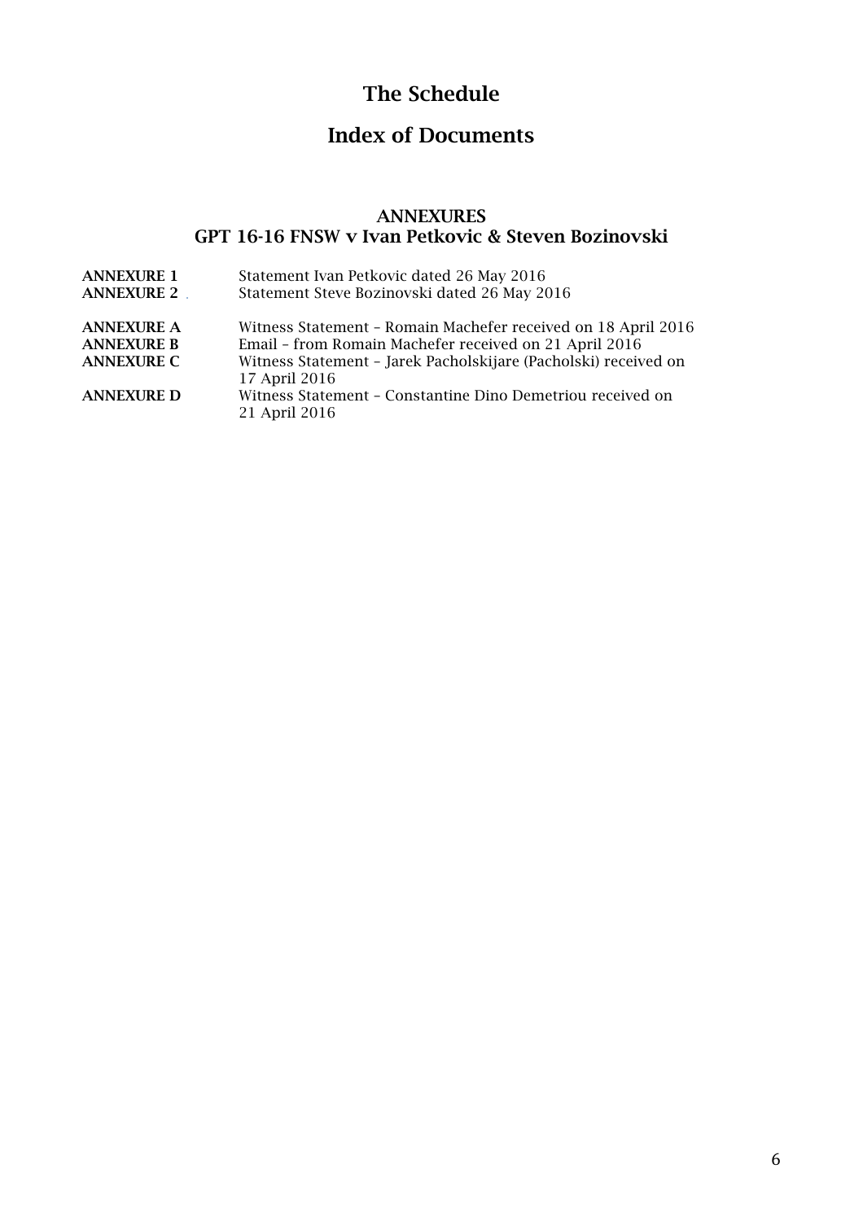# The Schedule

# Index of Documents

## ANNEXURES
## GPT 16-16 FNSW v Ivan Petkovic & Steven Bozinovski

| | |
|---|---|
| **ANNEXURE 1** | Statement Ivan Petkovic dated 26 May 2016 |
| **ANNEXURE 2** | Statement Steve Bozinovski dated 26 May 2016 |
| **ANNEXURE A** | Witness Statement – Romain Machefer received on 18 April 2016 |
| **ANNEXURE B** | Email – from Romain Machefer received on 21 April 2016 |
| **ANNEXURE C** | Witness Statement – Jarek Pacholskijare (Pacholski) received on 17 April 2016 |
| **ANNEXURE D** | Witness Statement – Constantine Dino Demetriou received on 21 April 2016 |